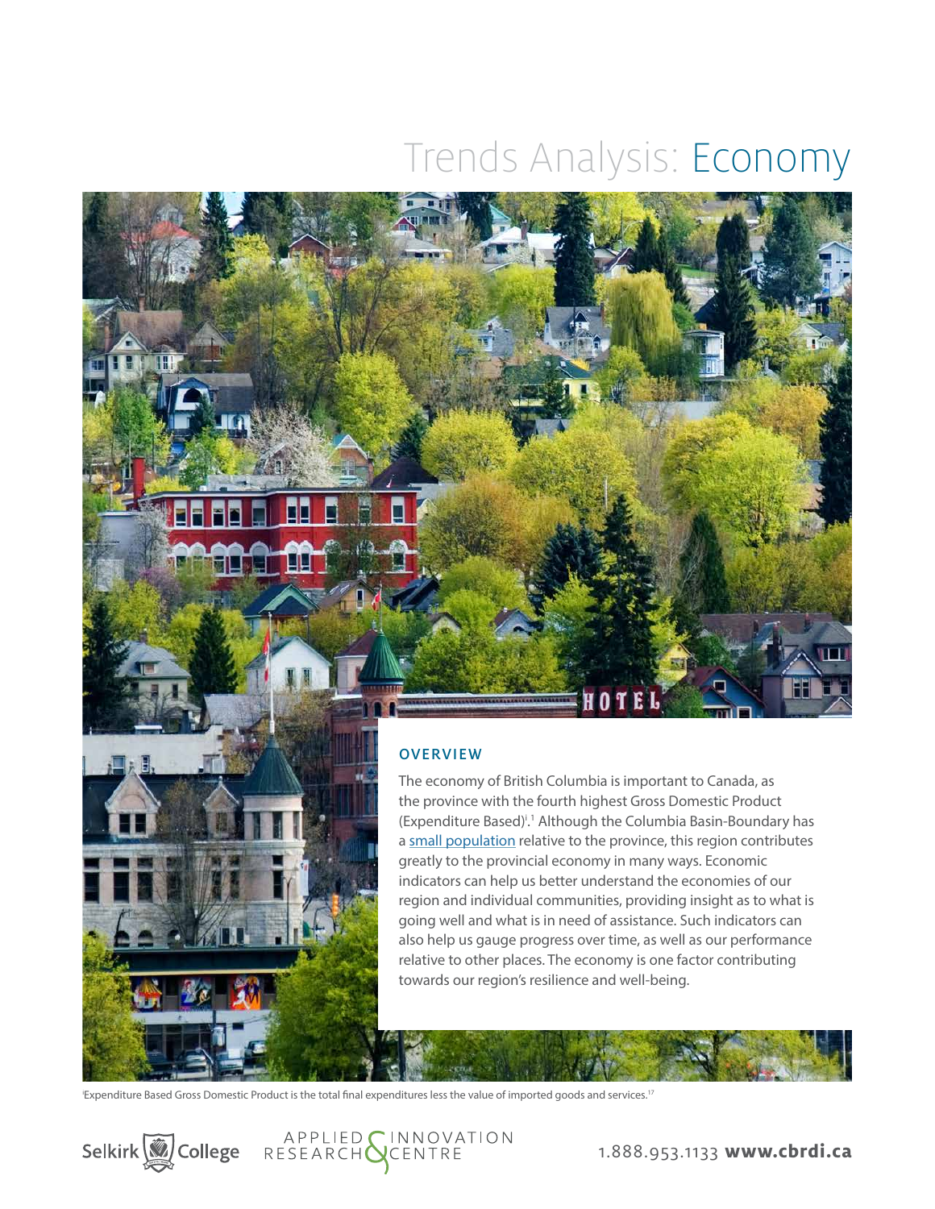# Trends Analysis: Economy

## OVERVIEW

The economy of British Columbia is important to Canada, as the province with the fourth highest Gross Domestic Product (Expenditure Based)[i].[1] Although the Columbia Basin-Boundary has a small population relative to the province, this region contributes greatly to the provincial economy in many ways. Economic indicators can help us better understand the economies of our region and individual communities, providing insight as to what is going well and what is in need of assistance. Such indicators can also help us gauge progress over time, as well as our performance relative to other places. The economy is one factor contributing towards our region's resilience and well-being.

[i]Expenditure Based Gross Domestic Product is the total final expenditures less the value of imported goods and services.[17]

Selkirk College | APPLIED & INNOVATION RESEARCH CENTRE | 1.888.953.1133 **www.cbrdi.ca**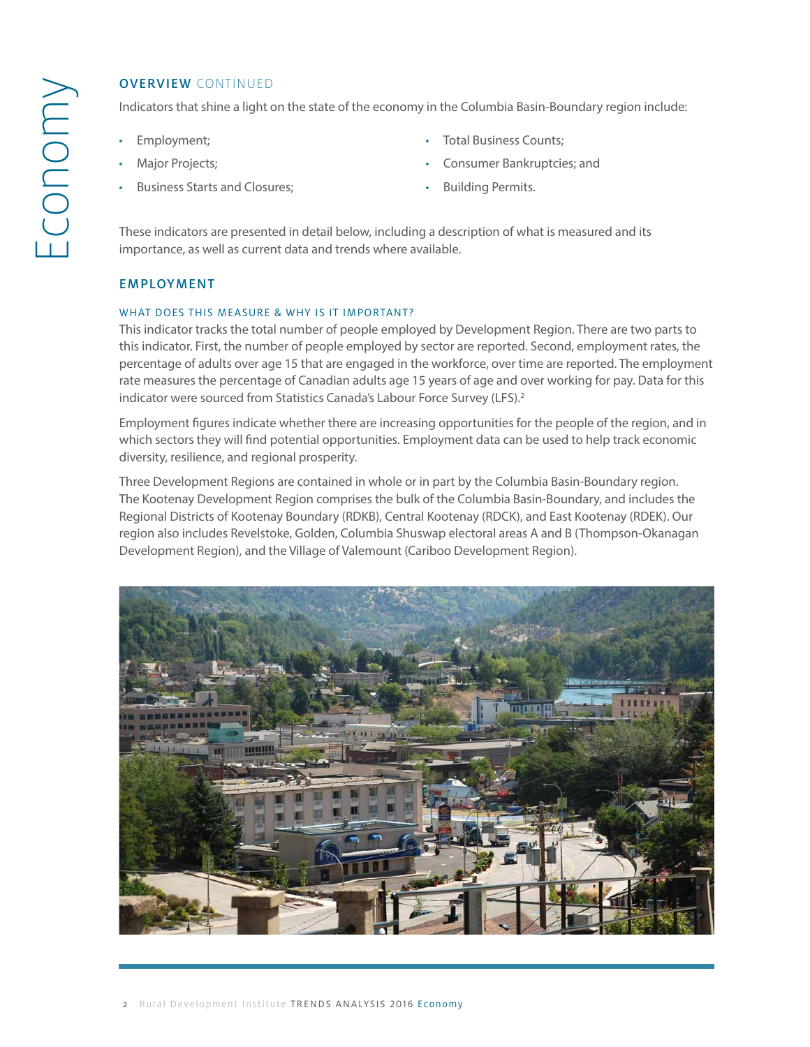## OVERVIEW CONTINUED

Indicators that shine a light on the state of the economy in the Columbia Basin-Boundary region include:

- Employment;
- Major Projects;
- Business Starts and Closures;
- Total Business Counts;
- Consumer Bankruptcies; and
- Building Permits.

These indicators are presented in detail below, including a description of what is measured and its importance, as well as current data and trends where available.

## EMPLOYMENT

### WHAT DOES THIS MEASURE & WHY IS IT IMPORTANT?

This indicator tracks the total number of people employed by Development Region. There are two parts to this indicator. First, the number of people employed by sector are reported. Second, employment rates, the percentage of adults over age 15 that are engaged in the workforce, over time are reported. The employment rate measures the percentage of Canadian adults age 15 years of age and over working for pay. Data for this indicator were sourced from Statistics Canada's Labour Force Survey (LFS).[2]

Employment figures indicate whether there are increasing opportunities for the people of the region, and in which sectors they will find potential opportunities. Employment data can be used to help track economic diversity, resilience, and regional prosperity.

Three Development Regions are contained in whole or in part by the Columbia Basin-Boundary region. The Kootenay Development Region comprises the bulk of the Columbia Basin-Boundary, and includes the Regional Districts of Kootenay Boundary (RDKB), Central Kootenay (RDCK), and East Kootenay (RDEK). Our region also includes Revelstoke, Golden, Columbia Shuswap electoral areas A and B (Thompson-Okanagan Development Region), and the Village of Valemount (Cariboo Development Region).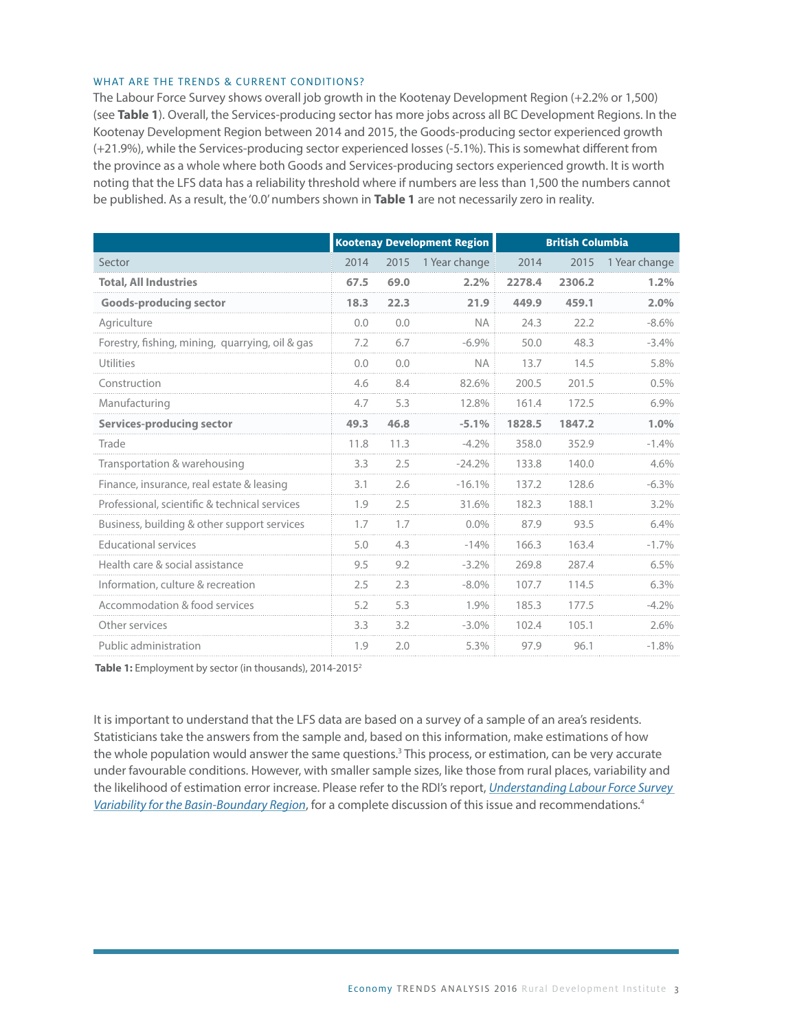### WHAT ARE THE TRENDS & CURRENT CONDITIONS?

The Labour Force Survey shows overall job growth in the Kootenay Development Region (+2.2% or 1,500) (see **Table 1**). Overall, the Services-producing sector has more jobs across all BC Development Regions. In the Kootenay Development Region between 2014 and 2015, the Goods-producing sector experienced growth (+21.9%), while the Services-producing sector experienced losses (-5.1%). This is somewhat different from the province as a whole where both Goods and Services-producing sectors experienced growth. It is worth noting that the LFS data has a reliability threshold where if numbers are less than 1,500 the numbers cannot be published. As a result, the '0.0' numbers shown in **Table 1** are not necessarily zero in reality.

| | Kootenay Development Region | | | British Columbia | | |
|---|---|---|---|---|---|---|
| Sector | 2014 | 2015 | 1 Year change | 2014 | 2015 | 1 Year change |
| **Total, All Industries** | **67.5** | **69.0** | **2.2%** | **2278.4** | **2306.2** | **1.2%** |
| **Goods-producing sector** | **18.3** | **22.3** | **21.9** | **449.9** | **459.1** | **2.0%** |
| Agriculture | 0.0 | 0.0 | NA | 24.3 | 22.2 | -8.6% |
| Forestry, fishing, mining, quarrying, oil & gas | 7.2 | 6.7 | -6.9% | 50.0 | 48.3 | -3.4% |
| Utilities | 0.0 | 0.0 | NA | 13.7 | 14.5 | 5.8% |
| Construction | 4.6 | 8.4 | 82.6% | 200.5 | 201.5 | 0.5% |
| Manufacturing | 4.7 | 5.3 | 12.8% | 161.4 | 172.5 | 6.9% |
| **Services-producing sector** | **49.3** | **46.8** | **-5.1%** | **1828.5** | **1847.2** | **1.0%** |
| Trade | 11.8 | 11.3 | -4.2% | 358.0 | 352.9 | -1.4% |
| Transportation & warehousing | 3.3 | 2.5 | -24.2% | 133.8 | 140.0 | 4.6% |
| Finance, insurance, real estate & leasing | 3.1 | 2.6 | -16.1% | 137.2 | 128.6 | -6.3% |
| Professional, scientific & technical services | 1.9 | 2.5 | 31.6% | 182.3 | 188.1 | 3.2% |
| Business, building & other support services | 1.7 | 1.7 | 0.0% | 87.9 | 93.5 | 6.4% |
| Educational services | 5.0 | 4.3 | -14% | 166.3 | 163.4 | -1.7% |
| Health care & social assistance | 9.5 | 9.2 | -3.2% | 269.8 | 287.4 | 6.5% |
| Information, culture & recreation | 2.5 | 2.3 | -8.0% | 107.7 | 114.5 | 6.3% |
| Accommodation & food services | 5.2 | 5.3 | 1.9% | 185.3 | 177.5 | -4.2% |
| Other services | 3.3 | 3.2 | -3.0% | 102.4 | 105.1 | 2.6% |
| Public administration | 1.9 | 2.0 | 5.3% | 97.9 | 96.1 | -1.8% |

**Table 1:** Employment by sector (in thousands), 2014-2015[2]

It is important to understand that the LFS data are based on a survey of a sample of an area's residents. Statisticians take the answers from the sample and, based on this information, make estimations of how the whole population would answer the same questions.[3] This process, or estimation, can be very accurate under favourable conditions. However, with smaller sample sizes, like those from rural places, variability and the likelihood of estimation error increase. Please refer to the RDI's report, *Understanding Labour Force Survey Variability for the Basin-Boundary Region*, for a complete discussion of this issue and recommendations.[4]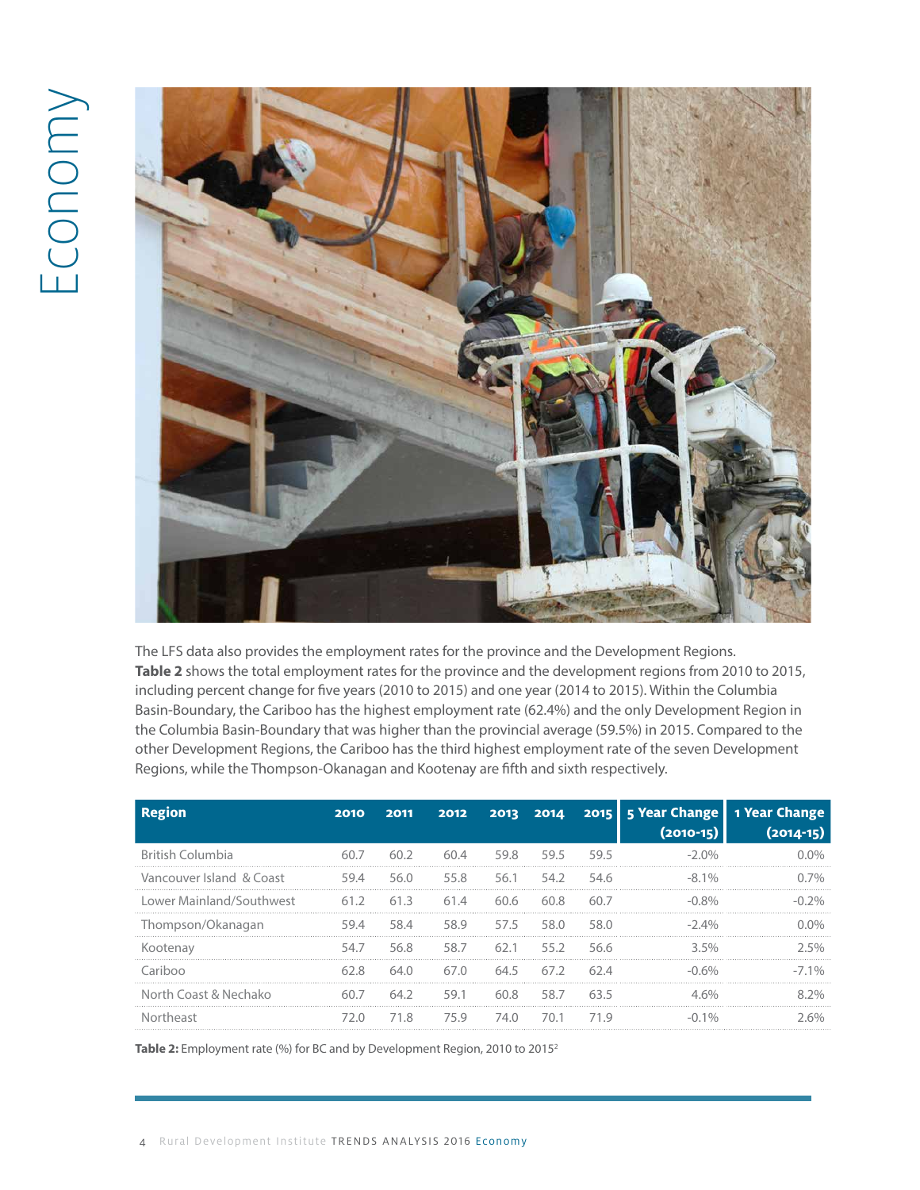The LFS data also provides the employment rates for the province and the Development Regions. **Table 2** shows the total employment rates for the province and the development regions from 2010 to 2015, including percent change for five years (2010 to 2015) and one year (2014 to 2015). Within the Columbia Basin-Boundary, the Cariboo has the highest employment rate (62.4%) and the only Development Region in the Columbia Basin-Boundary that was higher than the provincial average (59.5%) in 2015. Compared to the other Development Regions, the Cariboo has the third highest employment rate of the seven Development Regions, while the Thompson-Okanagan and Kootenay are fifth and sixth respectively.

| Region | 2010 | 2011 | 2012 | 2013 | 2014 | 2015 | 5 Year Change (2010-15) | 1 Year Change (2014-15) |
|---|---|---|---|---|---|---|---|---|
| British Columbia | 60.7 | 60.2 | 60.4 | 59.8 | 59.5 | 59.5 | -2.0% | 0.0% |
| Vancouver Island & Coast | 59.4 | 56.0 | 55.8 | 56.1 | 54.2 | 54.6 | -8.1% | 0.7% |
| Lower Mainland/Southwest | 61.2 | 61.3 | 61.4 | 60.6 | 60.8 | 60.7 | -0.8% | -0.2% |
| Thompson/Okanagan | 59.4 | 58.4 | 58.9 | 57.5 | 58.0 | 58.0 | -2.4% | 0.0% |
| Kootenay | 54.7 | 56.8 | 58.7 | 62.1 | 55.2 | 56.6 | 3.5% | 2.5% |
| Cariboo | 62.8 | 64.0 | 67.0 | 64.5 | 67.2 | 62.4 | -0.6% | -7.1% |
| North Coast & Nechako | 60.7 | 64.2 | 59.1 | 60.8 | 58.7 | 63.5 | 4.6% | 8.2% |
| Northeast | 72.0 | 71.8 | 75.9 | 74.0 | 70.1 | 71.9 | -0.1% | 2.6% |

**Table 2:** Employment rate (%) for BC and by Development Region, 2010 to 2015[2]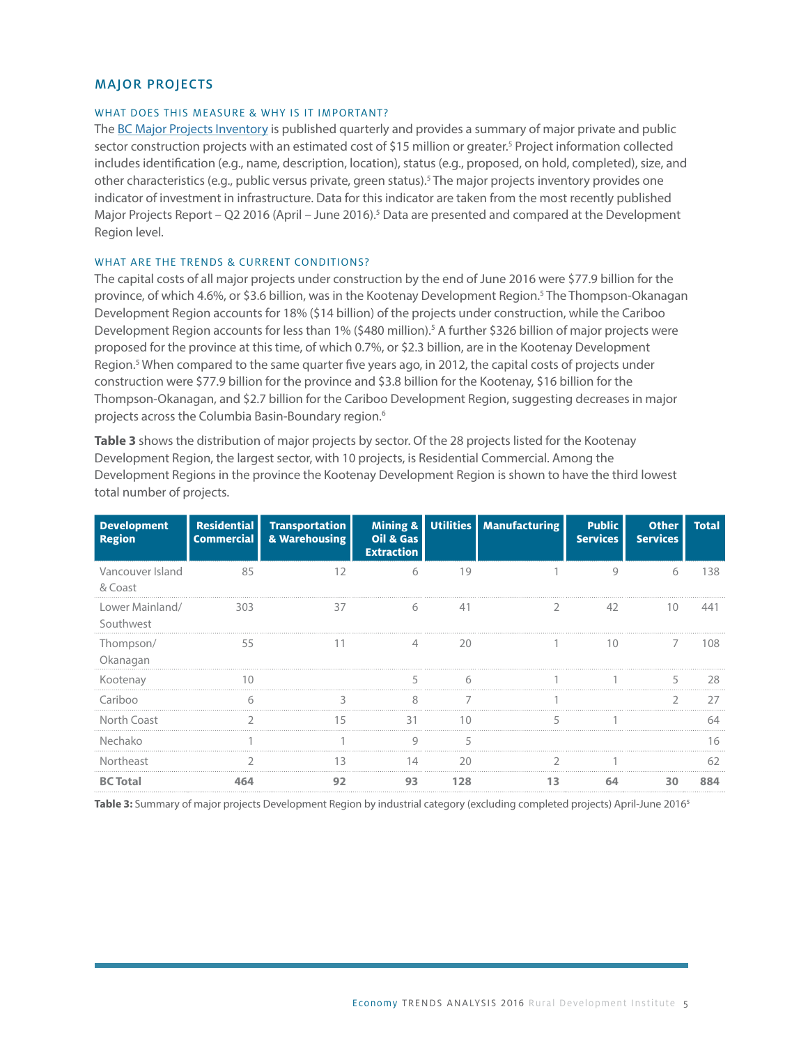## MAJOR PROJECTS

### WHAT DOES THIS MEASURE & WHY IS IT IMPORTANT?

The BC Major Projects Inventory is published quarterly and provides a summary of major private and public sector construction projects with an estimated cost of $15 million or greater.[5] Project information collected includes identification (e.g., name, description, location), status (e.g., proposed, on hold, completed), size, and other characteristics (e.g., public versus private, green status).[5] The major projects inventory provides one indicator of investment in infrastructure. Data for this indicator are taken from the most recently published Major Projects Report – Q2 2016 (April – June 2016).[5] Data are presented and compared at the Development Region level.

### WHAT ARE THE TRENDS & CURRENT CONDITIONS?

The capital costs of all major projects under construction by the end of June 2016 were $77.9 billion for the province, of which 4.6%, or $3.6 billion, was in the Kootenay Development Region.[5] The Thompson-Okanagan Development Region accounts for 18% ($14 billion) of the projects under construction, while the Cariboo Development Region accounts for less than 1% ($480 million).[5] A further $326 billion of major projects were proposed for the province at this time, of which 0.7%, or $2.3 billion, are in the Kootenay Development Region.[5] When compared to the same quarter five years ago, in 2012, the capital costs of projects under construction were $77.9 billion for the province and $3.8 billion for the Kootenay, $16 billion for the Thompson-Okanagan, and $2.7 billion for the Cariboo Development Region, suggesting decreases in major projects across the Columbia Basin-Boundary region.[6]

**Table 3** shows the distribution of major projects by sector. Of the 28 projects listed for the Kootenay Development Region, the largest sector, with 10 projects, is Residential Commercial. Among the Development Regions in the province the Kootenay Development Region is shown to have the third lowest total number of projects.

| Development Region | Residential Commercial | Transportation & Warehousing | Mining & Oil & Gas Extraction | Utilities | Manufacturing | Public Services | Other Services | Total |
|---|---|---|---|---|---|---|---|---|
| Vancouver Island & Coast | 85 | 12 | 6 | 19 | 1 | 9 | 6 | 138 |
| Lower Mainland/ Southwest | 303 | 37 | 6 | 41 | 2 | 42 | 10 | 441 |
| Thompson/ Okanagan | 55 | 11 | 4 | 20 | 1 | 10 | 7 | 108 |
| Kootenay | 10 | | 5 | 6 | 1 | 1 | 5 | 28 |
| Cariboo | 6 | 3 | 8 | 7 | 1 | | 2 | 27 |
| North Coast | 2 | 15 | 31 | 10 | 5 | 1 | | 64 |
| Nechako | 1 | 1 | 9 | 5 | | | | 16 |
| Northeast | 2 | 13 | 14 | 20 | 2 | 1 | | 62 |
| **BC Total** | **464** | **92** | **93** | **128** | **13** | **64** | **30** | **884** |

**Table 3:** Summary of major projects Development Region by industrial category (excluding completed projects) April-June 2016[5]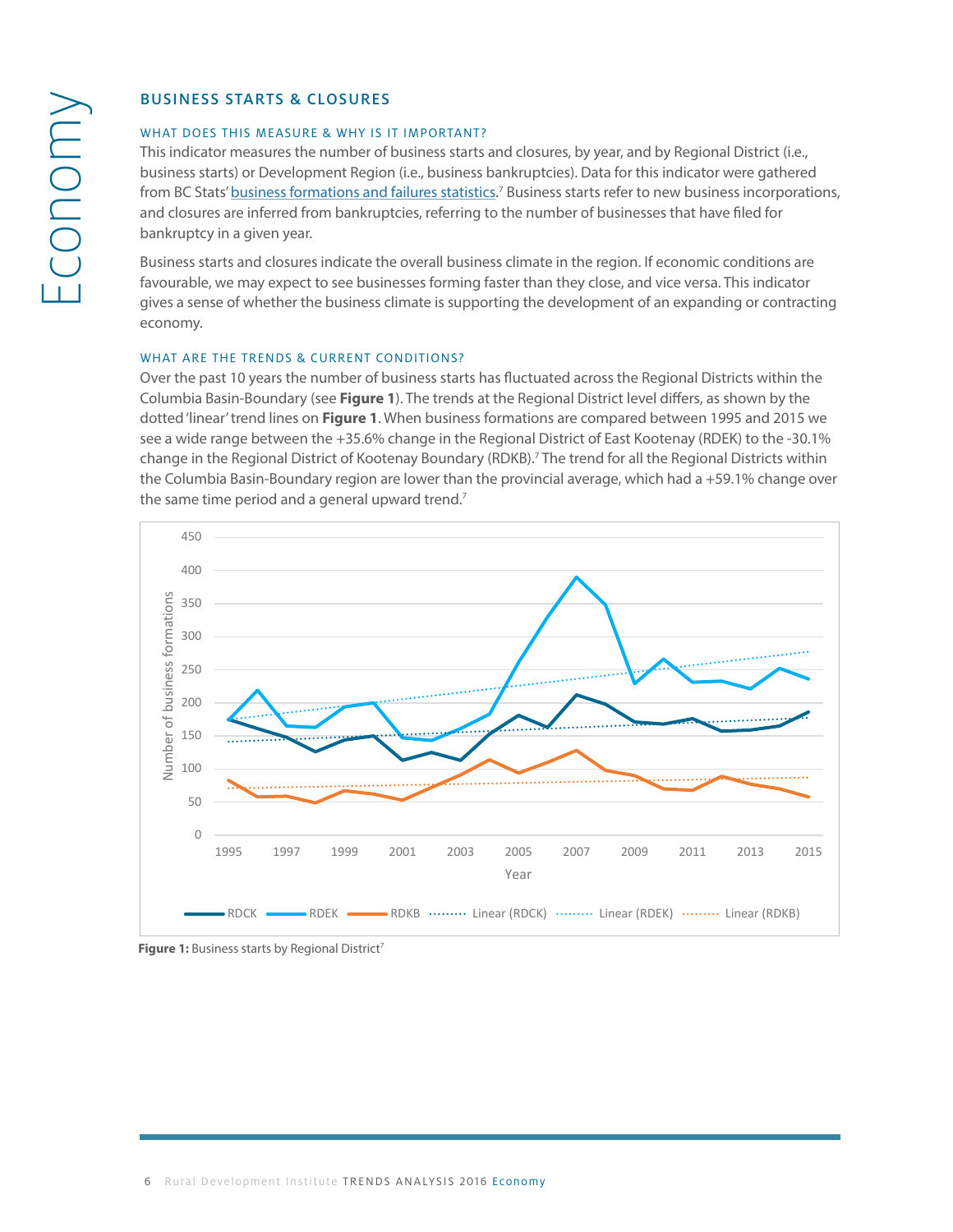## BUSINESS STARTS & CLOSURES

### WHAT DOES THIS MEASURE & WHY IS IT IMPORTANT?

This indicator measures the number of business starts and closures, by year, and by Regional District (i.e., business starts) or Development Region (i.e., business bankruptcies). Data for this indicator were gathered from BC Stats' business formations and failures statistics.[7] Business starts refer to new business incorporations, and closures are inferred from bankruptcies, referring to the number of businesses that have filed for bankruptcy in a given year.

Business starts and closures indicate the overall business climate in the region. If economic conditions are favourable, we may expect to see businesses forming faster than they close, and vice versa. This indicator gives a sense of whether the business climate is supporting the development of an expanding or contracting economy.

### WHAT ARE THE TRENDS & CURRENT CONDITIONS?

Over the past 10 years the number of business starts has fluctuated across the Regional Districts within the Columbia Basin-Boundary (see **Figure 1**). The trends at the Regional District level differs, as shown by the dotted 'linear' trend lines on **Figure 1**. When business formations are compared between 1995 and 2015 we see a wide range between the +35.6% change in the Regional District of East Kootenay (RDEK) to the -30.1% change in the Regional District of Kootenay Boundary (RDKB).[7] The trend for all the Regional Districts within the Columbia Basin-Boundary region are lower than the provincial average, which had a +59.1% change over the same time period and a general upward trend.[7]

**Figure 1:** Business starts by Regional District[7]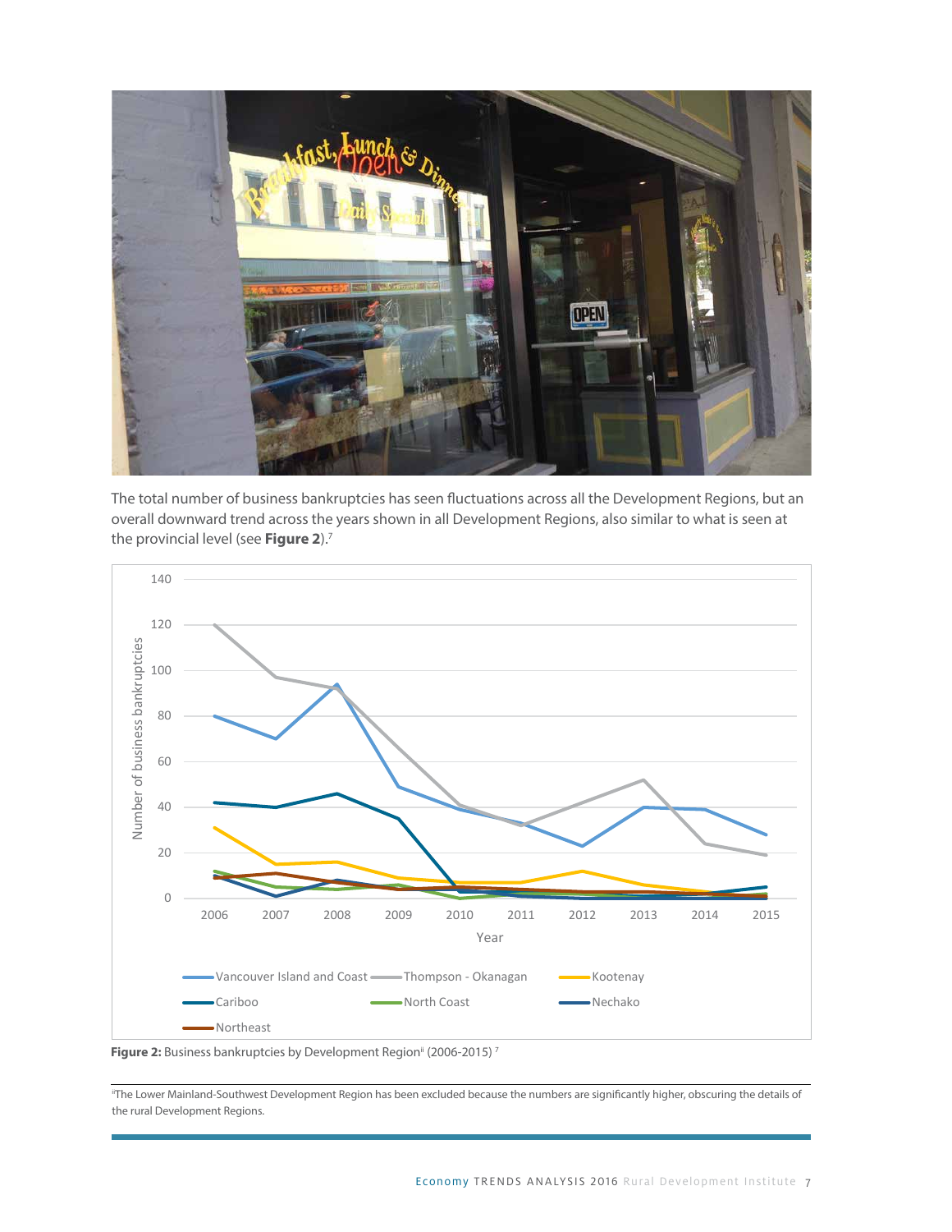The total number of business bankruptcies has seen fluctuations across all the Development Regions, but an overall downward trend across the years shown in all Development Regions, also similar to what is seen at the provincial level (see **Figure 2**).[7]

**Figure 2:** Business bankruptcies by Development Region[ii] (2006-2015) [7]

[ii]The Lower Mainland-Southwest Development Region has been excluded because the numbers are significantly higher, obscuring the details of the rural Development Regions.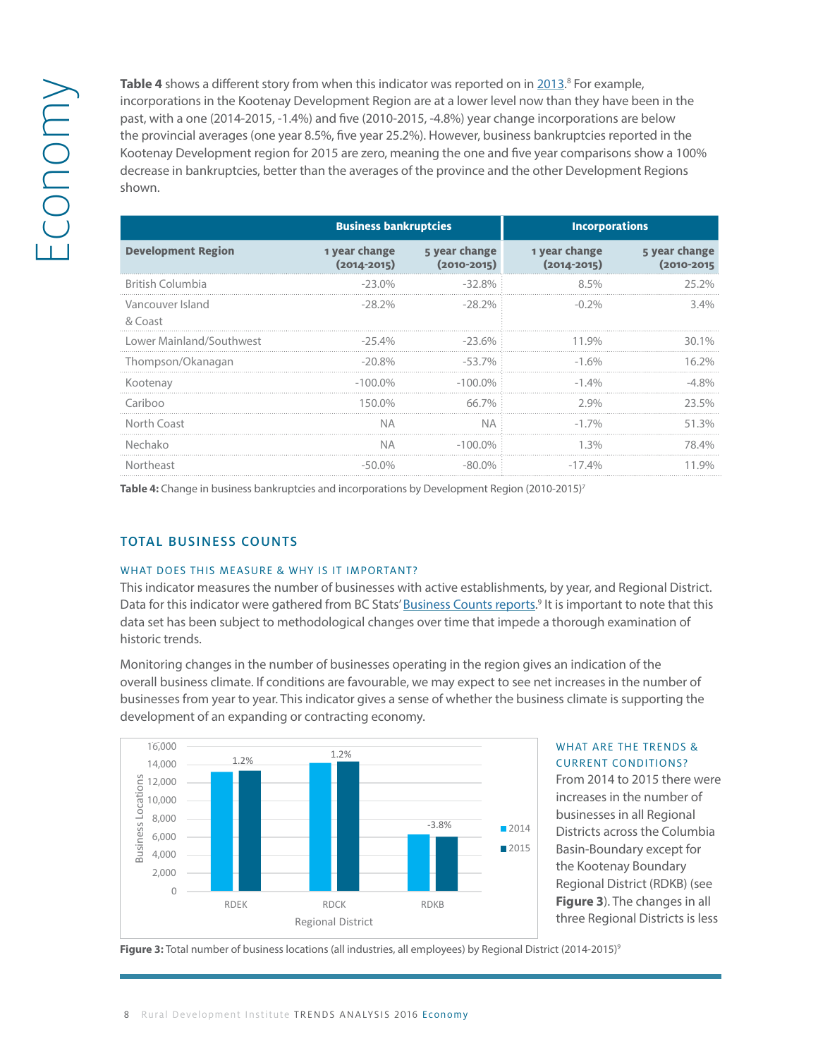**Table 4** shows a different story from when this indicator was reported on in 2013.[8] For example, incorporations in the Kootenay Development Region are at a lower level now than they have been in the past, with a one (2014-2015, -1.4%) and five (2010-2015, -4.8%) year change incorporations are below the provincial averages (one year 8.5%, five year 25.2%). However, business bankruptcies reported in the Kootenay Development region for 2015 are zero, meaning the one and five year comparisons show a 100% decrease in bankruptcies, better than the averages of the province and the other Development Regions shown.

| | Business bankruptcies | | Incorporations | |
|---|---|---|---|---|
| **Development Region** | **1 year change (2014-2015)** | **5 year change (2010-2015)** | **1 year change (2014-2015)** | **5 year change (2010-2015** |
| British Columbia | -23.0% | -32.8% | 8.5% | 25.2% |
| Vancouver Island & Coast | -28.2% | -28.2% | -0.2% | 3.4% |
| Lower Mainland/Southwest | -25.4% | -23.6% | 11.9% | 30.1% |
| Thompson/Okanagan | -20.8% | -53.7% | -1.6% | 16.2% |
| Kootenay | -100.0% | -100.0% | -1.4% | -4.8% |
| Cariboo | 150.0% | 66.7% | 2.9% | 23.5% |
| North Coast | NA | NA | -1.7% | 51.3% |
| Nechako | NA | -100.0% | 1.3% | 78.4% |
| Northeast | -50.0% | -80.0% | -17.4% | 11.9% |

**Table 4:** Change in business bankruptcies and incorporations by Development Region (2010-2015)[7]

## TOTAL BUSINESS COUNTS

### WHAT DOES THIS MEASURE & WHY IS IT IMPORTANT?

This indicator measures the number of businesses with active establishments, by year, and Regional District. Data for this indicator were gathered from BC Stats' Business Counts reports.[9] It is important to note that this data set has been subject to methodological changes over time that impede a thorough examination of historic trends.

Monitoring changes in the number of businesses operating in the region gives an indication of the overall business climate. If conditions are favourable, we may expect to see net increases in the number of businesses from year to year. This indicator gives a sense of whether the business climate is supporting the development of an expanding or contracting economy.

**Figure 3:** Total number of business locations (all industries, all employees) by Regional District (2014-2015)[9]

### WHAT ARE THE TRENDS & CURRENT CONDITIONS?

From 2014 to 2015 there were increases in the number of businesses in all Regional Districts across the Columbia Basin-Boundary except for the Kootenay Boundary Regional District (RDKB) (see **Figure 3**). The changes in all three Regional Districts is less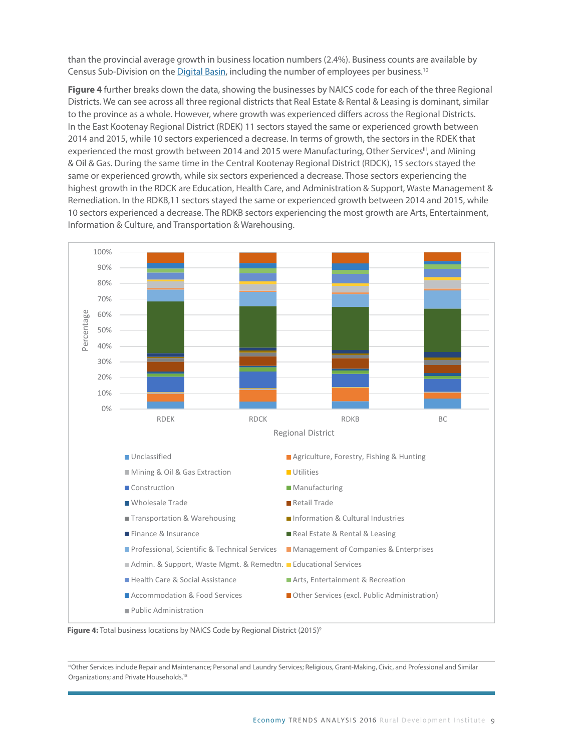than the provincial average growth in business location numbers (2.4%). Business counts are available by Census Sub-Division on the Digital Basin, including the number of employees per business.[10]

**Figure 4** further breaks down the data, showing the businesses by NAICS code for each of the three Regional Districts. We can see across all three regional districts that Real Estate & Rental & Leasing is dominant, similar to the province as a whole. However, where growth was experienced differs across the Regional Districts. In the East Kootenay Regional District (RDEK) 11 sectors stayed the same or experienced growth between 2014 and 2015, while 10 sectors experienced a decrease. In terms of growth, the sectors in the RDEK that experienced the most growth between 2014 and 2015 were Manufacturing, Other Services[iii], and Mining & Oil & Gas. During the same time in the Central Kootenay Regional District (RDCK), 15 sectors stayed the same or experienced growth, while six sectors experienced a decrease. Those sectors experiencing the highest growth in the RDCK are Education, Health Care, and Administration & Support, Waste Management & Remediation. In the RDKB,11 sectors stayed the same or experienced growth between 2014 and 2015, while 10 sectors experienced a decrease. The RDKB sectors experiencing the most growth are Arts, Entertainment, Information & Culture, and Transportation & Warehousing.

Percentage (0%–100%) by Regional District: RDEK, RDCK, RDKB, BC

Legend:
- Unclassified
- Agriculture, Forestry, Fishing & Hunting
- Mining & Oil & Gas Extraction
- Utilities
- Construction
- Manufacturing
- Wholesale Trade
- Retail Trade
- Transportation & Warehousing
- Information & Cultural Industries
- Finance & Insurance
- Real Estate & Rental & Leasing
- Professional, Scientific & Technical Services
- Management of Companies & Enterprises
- Admin. & Support, Waste Mgmt. & Remedtn.
- Educational Services
- Health Care & Social Assistance
- Arts, Entertainment & Recreation
- Accommodation & Food Services
- Other Services (excl. Public Administration)
- Public Administration

**Figure 4:** Total business locations by NAICS Code by Regional District (2015)[9]

[iii]Other Services include Repair and Maintenance; Personal and Laundry Services; Religious, Grant-Making, Civic, and Professional and Similar Organizations; and Private Households.[18]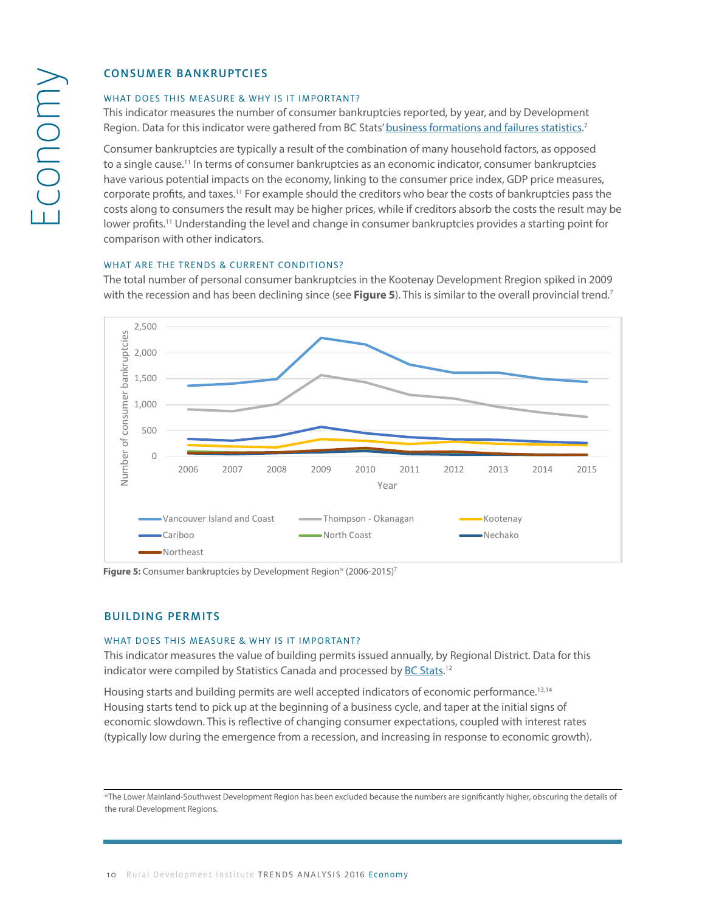## CONSUMER BANKRUPTCIES

### WHAT DOES THIS MEASURE & WHY IS IT IMPORTANT?

This indicator measures the number of consumer bankruptcies reported, by year, and by Development Region. Data for this indicator were gathered from BC Stats' business formations and failures statistics.[7]

Consumer bankruptcies are typically a result of the combination of many household factors, as opposed to a single cause.[11] In terms of consumer bankruptcies as an economic indicator, consumer bankruptcies have various potential impacts on the economy, linking to the consumer price index, GDP price measures, corporate profits, and taxes.[11] For example should the creditors who bear the costs of bankruptcies pass the costs along to consumers the result may be higher prices, while if creditors absorb the costs the result may be lower profits.[11] Understanding the level and change in consumer bankruptcies provides a starting point for comparison with other indicators.

### WHAT ARE THE TRENDS & CURRENT CONDITIONS?

The total number of personal consumer bankruptcies in the Kootenay Development Rregion spiked in 2009 with the recession and has been declining since (see **Figure 5**). This is similar to the overall provincial trend.[7]

**Figure 5:** Consumer bankruptcies by Development Region[iv] (2006-2015)[7]

## BUILDING PERMITS

### WHAT DOES THIS MEASURE & WHY IS IT IMPORTANT?

This indicator measures the value of building permits issued annually, by Regional District. Data for this indicator were compiled by Statistics Canada and processed by BC Stats.[12]

Housing starts and building permits are well accepted indicators of economic performance.[13,14] Housing starts tend to pick up at the beginning of a business cycle, and taper at the initial signs of economic slowdown. This is reflective of changing consumer expectations, coupled with interest rates (typically low during the emergence from a recession, and increasing in response to economic growth).

---

[iv]The Lower Mainland-Southwest Development Region has been excluded because the numbers are significantly higher, obscuring the details of the rural Development Regions.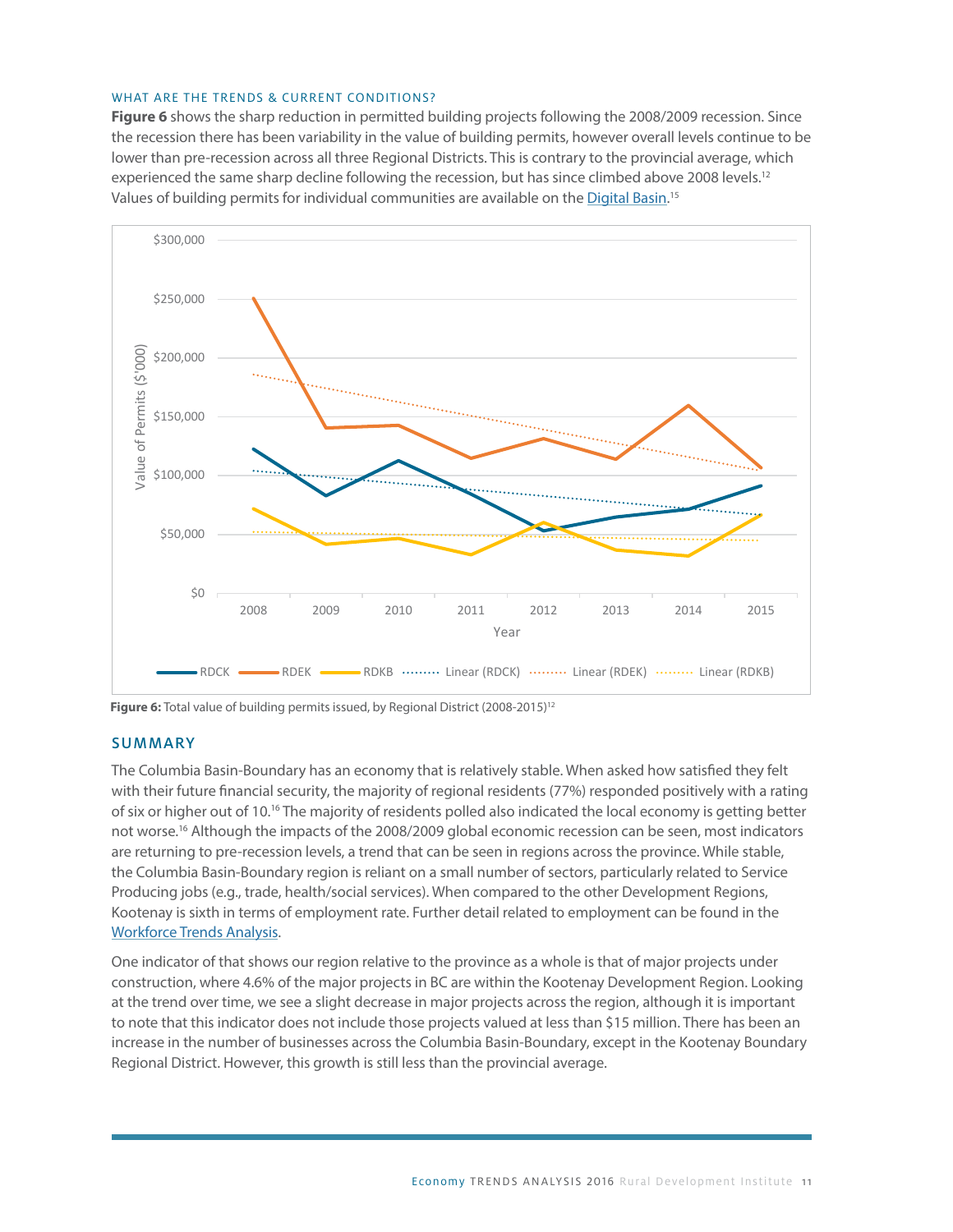WHAT ARE THE TRENDS & CURRENT CONDITIONS?

**Figure 6** shows the sharp reduction in permitted building projects following the 2008/2009 recession. Since the recession there has been variability in the value of building permits, however overall levels continue to be lower than pre-recession across all three Regional Districts. This is contrary to the provincial average, which experienced the same sharp decline following the recession, but has since climbed above 2008 levels.[12] Values of building permits for individual communities are available on the Digital Basin.[15]

**Figure 6:** Total value of building permits issued, by Regional District (2008-2015)[12]

## SUMMARY

The Columbia Basin-Boundary has an economy that is relatively stable. When asked how satisfied they felt with their future financial security, the majority of regional residents (77%) responded positively with a rating of six or higher out of 10.[16] The majority of residents polled also indicated the local economy is getting better not worse.[16] Although the impacts of the 2008/2009 global economic recession can be seen, most indicators are returning to pre-recession levels, a trend that can be seen in regions across the province. While stable, the Columbia Basin-Boundary region is reliant on a small number of sectors, particularly related to Service Producing jobs (e.g., trade, health/social services). When compared to the other Development Regions, Kootenay is sixth in terms of employment rate. Further detail related to employment can be found in the Workforce Trends Analysis.

One indicator of that shows our region relative to the province as a whole is that of major projects under construction, where 4.6% of the major projects in BC are within the Kootenay Development Region. Looking at the trend over time, we see a slight decrease in major projects across the region, although it is important to note that this indicator does not include those projects valued at less than $15 million. There has been an increase in the number of businesses across the Columbia Basin-Boundary, except in the Kootenay Boundary Regional District. However, this growth is still less than the provincial average.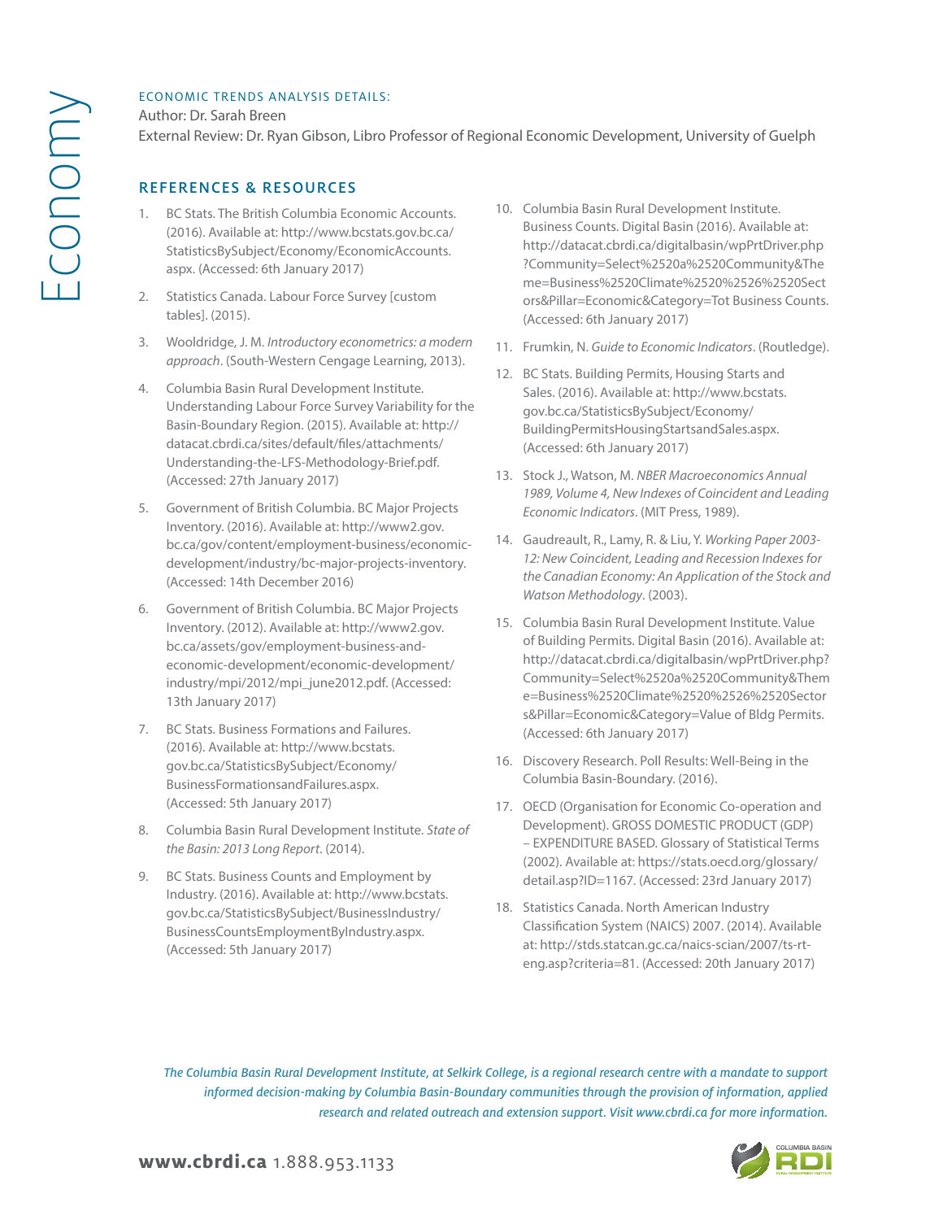ECONOMIC TRENDS ANALYSIS DETAILS:

Author: Dr. Sarah Breen

External Review: Dr. Ryan Gibson, Libro Professor of Regional Economic Development, University of Guelph

## REFERENCES & RESOURCES

1. BC Stats. The British Columbia Economic Accounts. (2016). Available at: http://www.bcstats.gov.bc.ca/StatisticsBySubject/Economy/EconomicAccounts.aspx. (Accessed: 6th January 2017)
2. Statistics Canada. Labour Force Survey [custom tables]. (2015).
3. Wooldridge, J. M. *Introductory econometrics: a modern approach*. (South-Western Cengage Learning, 2013).
4. Columbia Basin Rural Development Institute. Understanding Labour Force Survey Variability for the Basin-Boundary Region. (2015). Available at: http://datacat.cbrdi.ca/sites/default/files/attachments/Understanding-the-LFS-Methodology-Brief.pdf. (Accessed: 27th January 2017)
5. Government of British Columbia. BC Major Projects Inventory. (2016). Available at: http://www2.gov.bc.ca/gov/content/employment-business/economic-development/industry/bc-major-projects-inventory. (Accessed: 14th December 2016)
6. Government of British Columbia. BC Major Projects Inventory. (2012). Available at: http://www2.gov.bc.ca/assets/gov/employment-business-and-economic-development/economic-development/industry/mpi/2012/mpi_june2012.pdf. (Accessed: 13th January 2017)
7. BC Stats. Business Formations and Failures. (2016). Available at: http://www.bcstats.gov.bc.ca/StatisticsBySubject/Economy/BusinessFormationsandFailures.aspx. (Accessed: 5th January 2017)
8. Columbia Basin Rural Development Institute. *State of the Basin: 2013 Long Report*. (2014).
9. BC Stats. Business Counts and Employment by Industry. (2016). Available at: http://www.bcstats.gov.bc.ca/StatisticsBySubject/BusinessIndustry/BusinessCountsEmploymentByIndustry.aspx. (Accessed: 5th January 2017)
10. Columbia Basin Rural Development Institute. Business Counts. Digital Basin (2016). Available at: http://datacat.cbrdi.ca/digitalbasin/wpPrtDriver.php?Community=Select%2520a%2520Community&Theme=Business%2520Climate%2520%2526%2520Sectors&Pillar=Economic&Category=Tot Business Counts. (Accessed: 6th January 2017)
11. Frumkin, N. *Guide to Economic Indicators*. (Routledge).
12. BC Stats. Building Permits, Housing Starts and Sales. (2016). Available at: http://www.bcstats.gov.bc.ca/StatisticsBySubject/Economy/BuildingPermitsHousingStartsandSales.aspx. (Accessed: 6th January 2017)
13. Stock J., Watson, M. *NBER Macroeconomics Annual 1989, Volume 4, New Indexes of Coincident and Leading Economic Indicators*. (MIT Press, 1989).
14. Gaudreault, R., Lamy, R. & Liu, Y. *Working Paper 2003-12: New Coincident, Leading and Recession Indexes for the Canadian Economy: An Application of the Stock and Watson Methodology*. (2003).
15. Columbia Basin Rural Development Institute. Value of Building Permits. Digital Basin (2016). Available at: http://datacat.cbrdi.ca/digitalbasin/wpPrtDriver.php?Community=Select%2520a%2520Community&Theme=Business%2520Climate%2520%2526%2520Sectors&Pillar=Economic&Category=Value of Bldg Permits. (Accessed: 6th January 2017)
16. Discovery Research. Poll Results: Well-Being in the Columbia Basin-Boundary. (2016).
17. OECD (Organisation for Economic Co-operation and Development). GROSS DOMESTIC PRODUCT (GDP) – EXPENDITURE BASED. Glossary of Statistical Terms (2002). Available at: https://stats.oecd.org/glossary/detail.asp?ID=1167. (Accessed: 23rd January 2017)
18. Statistics Canada. North American Industry Classification System (NAICS) 2007. (2014). Available at: http://stds.statcan.gc.ca/naics-scian/2007/ts-rt-eng.asp?criteria=81. (Accessed: 20th January 2017)

*The Columbia Basin Rural Development Institute, at Selkirk College, is a regional research centre with a mandate to support informed decision-making by Columbia Basin-Boundary communities through the provision of information, applied research and related outreach and extension support. Visit www.cbrdi.ca for more information.*

**www.cbrdi.ca** 1.888.953.1133